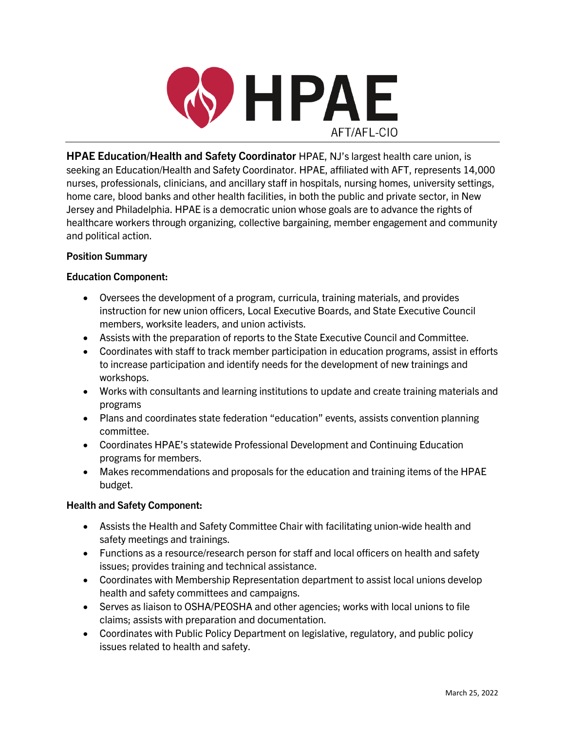# HPAE

AFT/AFL-CIO

**HPAE Education/Health and Safety Coordinator** HPAE, NJ's largest health care union, is seeking an Education/Health and Safety Coordinator. HPAE, affiliated with AFT, represents 14,000 nurses, professionals, clinicians, and ancillary staff in hospitals, nursing homes, university settings, home care, blood banks and other health facilities, in both the public and private sector, in New Jersey and Philadelphia. HPAE is a democratic union whose goals are to advance the rights of healthcare workers through organizing, collective bargaining, member engagement and community and political action.

**Position Summary**

**Education Component:**

- Oversees the development of a program, curricula, training materials, and provides instruction for new union officers, Local Executive Boards, and State Executive Council members, worksite leaders, and union activists.
- Assists with the preparation of reports to the State Executive Council and Committee.
- Coordinates with staff to track member participation in education programs, assist in efforts to increase participation and identify needs for the development of new trainings and workshops.
- Works with consultants and learning institutions to update and create training materials and programs
- Plans and coordinates state federation "education" events, assists convention planning committee.
- Coordinates HPAE's statewide Professional Development and Continuing Education programs for members.
- Makes recommendations and proposals for the education and training items of the HPAE budget.

**Health and Safety Component:**

- Assists the Health and Safety Committee Chair with facilitating union-wide health and safety meetings and trainings.
- Functions as a resource/research person for staff and local officers on health and safety issues; provides training and technical assistance.
- Coordinates with Membership Representation department to assist local unions develop health and safety committees and campaigns.
- Serves as liaison to OSHA/PEOSHA and other agencies; works with local unions to file claims; assists with preparation and documentation.
- Coordinates with Public Policy Department on legislative, regulatory, and public policy issues related to health and safety.

March 25, 2022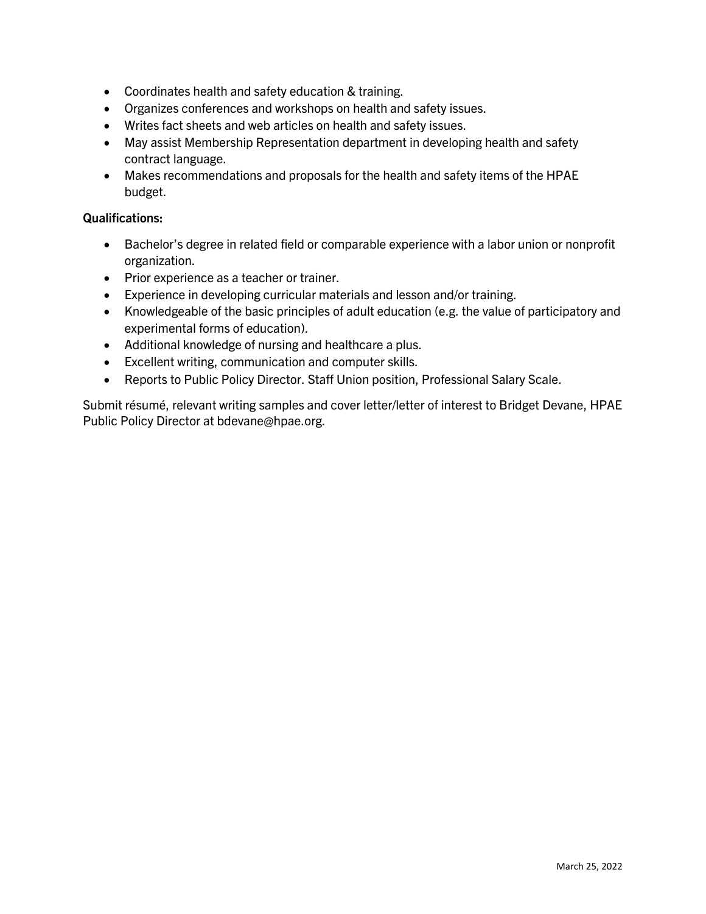- Coordinates health and safety education & training.
- Organizes conferences and workshops on health and safety issues.
- Writes fact sheets and web articles on health and safety issues.
- May assist Membership Representation department in developing health and safety contract language.
- Makes recommendations and proposals for the health and safety items of the HPAE budget.

**Qualifications:**

- Bachelor's degree in related field or comparable experience with a labor union or nonprofit organization.
- Prior experience as a teacher or trainer.
- Experience in developing curricular materials and lesson and/or training.
- Knowledgeable of the basic principles of adult education (e.g. the value of participatory and experimental forms of education).
- Additional knowledge of nursing and healthcare a plus.
- Excellent writing, communication and computer skills.
- Reports to Public Policy Director. Staff Union position, Professional Salary Scale.

Submit résumé, relevant writing samples and cover letter/letter of interest to Bridget Devane, HPAE Public Policy Director at bdevane@hpae.org.

March 25, 2022